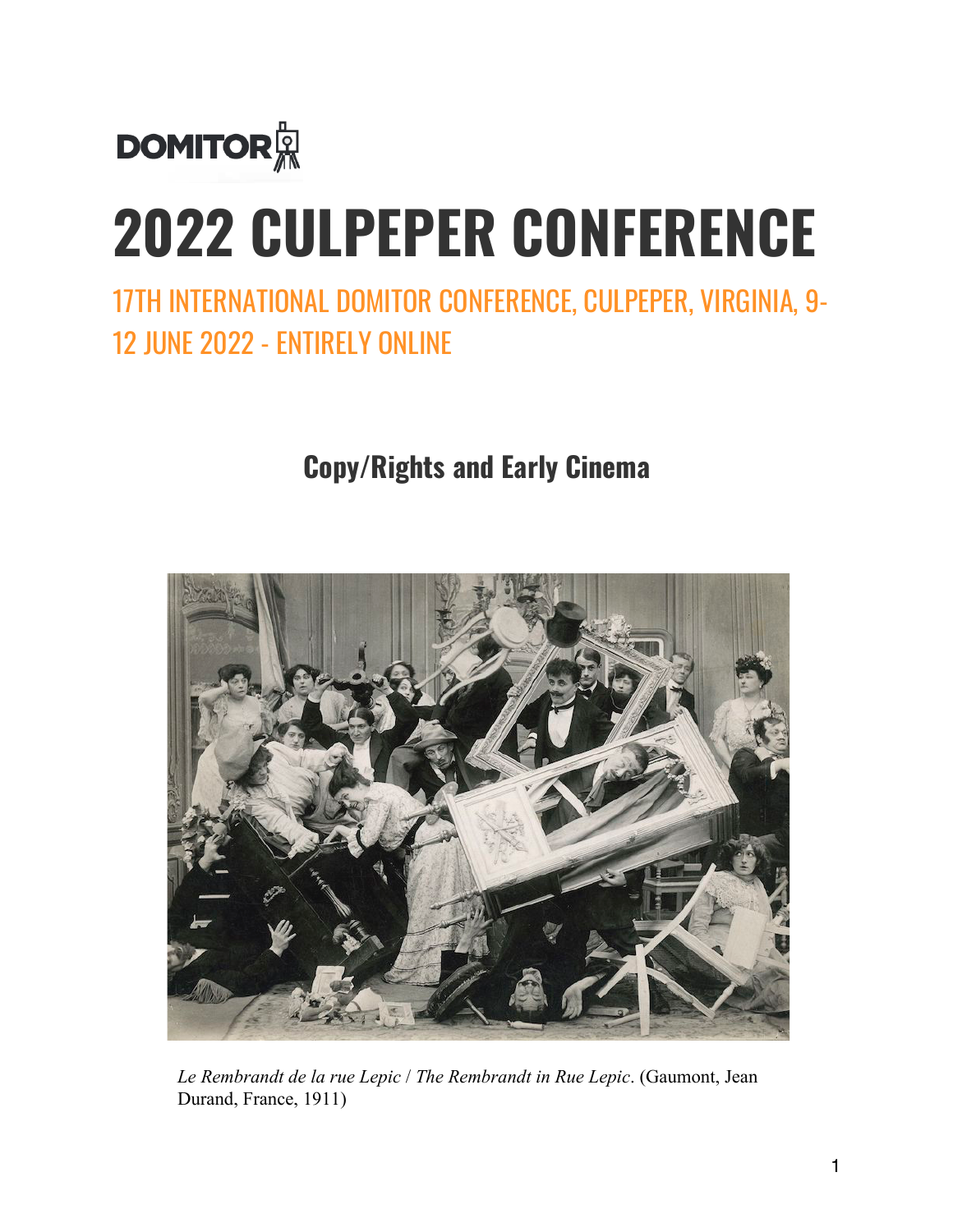DOMITOR

# 2022 CULPEPER CONFERENCE

## 17TH INTERNATIONAL DOMITOR CONFERENCE, CULPEPER, VIRGINIA, 9-12 JUNE 2022 - ENTIRELY ONLINE

### Copy/Rights and Early Cinema

*Le Rembrandt de la rue Lepic* / *The Rembrandt in Rue Lepic*. (Gaumont, Jean Durand, France, 1911)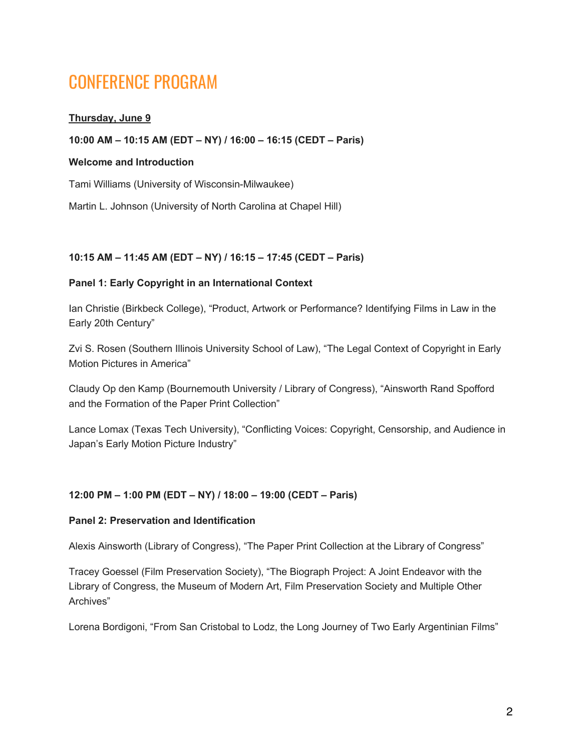# CONFERENCE PROGRAM

**Thursday, June 9**

**10:00 AM – 10:15 AM (EDT – NY) / 16:00 – 16:15 (CEDT – Paris)**

**Welcome and Introduction**

Tami Williams (University of Wisconsin-Milwaukee)

Martin L. Johnson (University of North Carolina at Chapel Hill)

**10:15 AM – 11:45 AM (EDT – NY) / 16:15 – 17:45 (CEDT – Paris)**

**Panel 1: Early Copyright in an International Context**

Ian Christie (Birkbeck College), "Product, Artwork or Performance? Identifying Films in Law in the Early 20th Century"

Zvi S. Rosen (Southern Illinois University School of Law), "The Legal Context of Copyright in Early Motion Pictures in America"

Claudy Op den Kamp (Bournemouth University / Library of Congress), "Ainsworth Rand Spofford and the Formation of the Paper Print Collection"

Lance Lomax (Texas Tech University), "Conflicting Voices: Copyright, Censorship, and Audience in Japan's Early Motion Picture Industry"

**12:00 PM – 1:00 PM (EDT – NY) / 18:00 – 19:00 (CEDT – Paris)**

**Panel 2: Preservation and Identification**

Alexis Ainsworth (Library of Congress), "The Paper Print Collection at the Library of Congress"

Tracey Goessel (Film Preservation Society), "The Biograph Project: A Joint Endeavor with the Library of Congress, the Museum of Modern Art, Film Preservation Society and Multiple Other Archives"

Lorena Bordigoni, "From San Cristobal to Lodz, the Long Journey of Two Early Argentinian Films"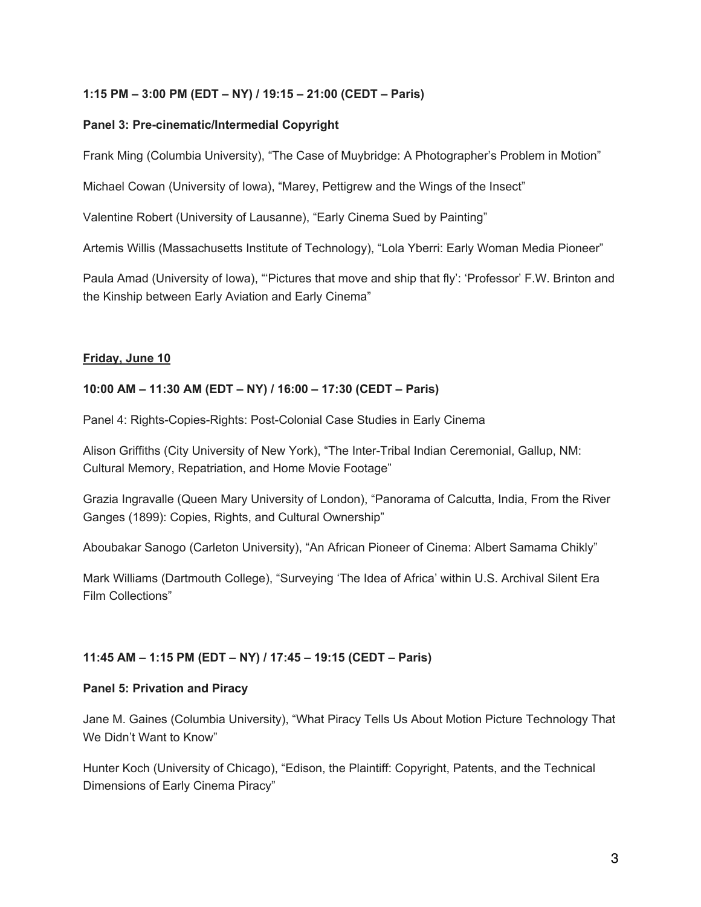**1:15 PM – 3:00 PM (EDT – NY) / 19:15 – 21:00 (CEDT – Paris)**

**Panel 3: Pre-cinematic/Intermedial Copyright**

Frank Ming (Columbia University), "The Case of Muybridge: A Photographer's Problem in Motion"

Michael Cowan (University of Iowa), "Marey, Pettigrew and the Wings of the Insect"

Valentine Robert (University of Lausanne), "Early Cinema Sued by Painting"

Artemis Willis (Massachusetts Institute of Technology), "Lola Yberri: Early Woman Media Pioneer"

Paula Amad (University of Iowa), "'Pictures that move and ship that fly': 'Professor' F.W. Brinton and the Kinship between Early Aviation and Early Cinema"

**Friday, June 10**

**10:00 AM – 11:30 AM (EDT – NY) / 16:00 – 17:30 (CEDT – Paris)**

Panel 4: Rights-Copies-Rights: Post-Colonial Case Studies in Early Cinema

Alison Griffiths (City University of New York), "The Inter-Tribal Indian Ceremonial, Gallup, NM: Cultural Memory, Repatriation, and Home Movie Footage"

Grazia Ingravalle (Queen Mary University of London), "Panorama of Calcutta, India, From the River Ganges (1899): Copies, Rights, and Cultural Ownership"

Aboubakar Sanogo (Carleton University), "An African Pioneer of Cinema: Albert Samama Chikly"

Mark Williams (Dartmouth College), "Surveying 'The Idea of Africa' within U.S. Archival Silent Era Film Collections"

**11:45 AM – 1:15 PM (EDT – NY) / 17:45 – 19:15 (CEDT – Paris)**

**Panel 5: Privation and Piracy**

Jane M. Gaines (Columbia University), "What Piracy Tells Us About Motion Picture Technology That We Didn't Want to Know"

Hunter Koch (University of Chicago), "Edison, the Plaintiff: Copyright, Patents, and the Technical Dimensions of Early Cinema Piracy"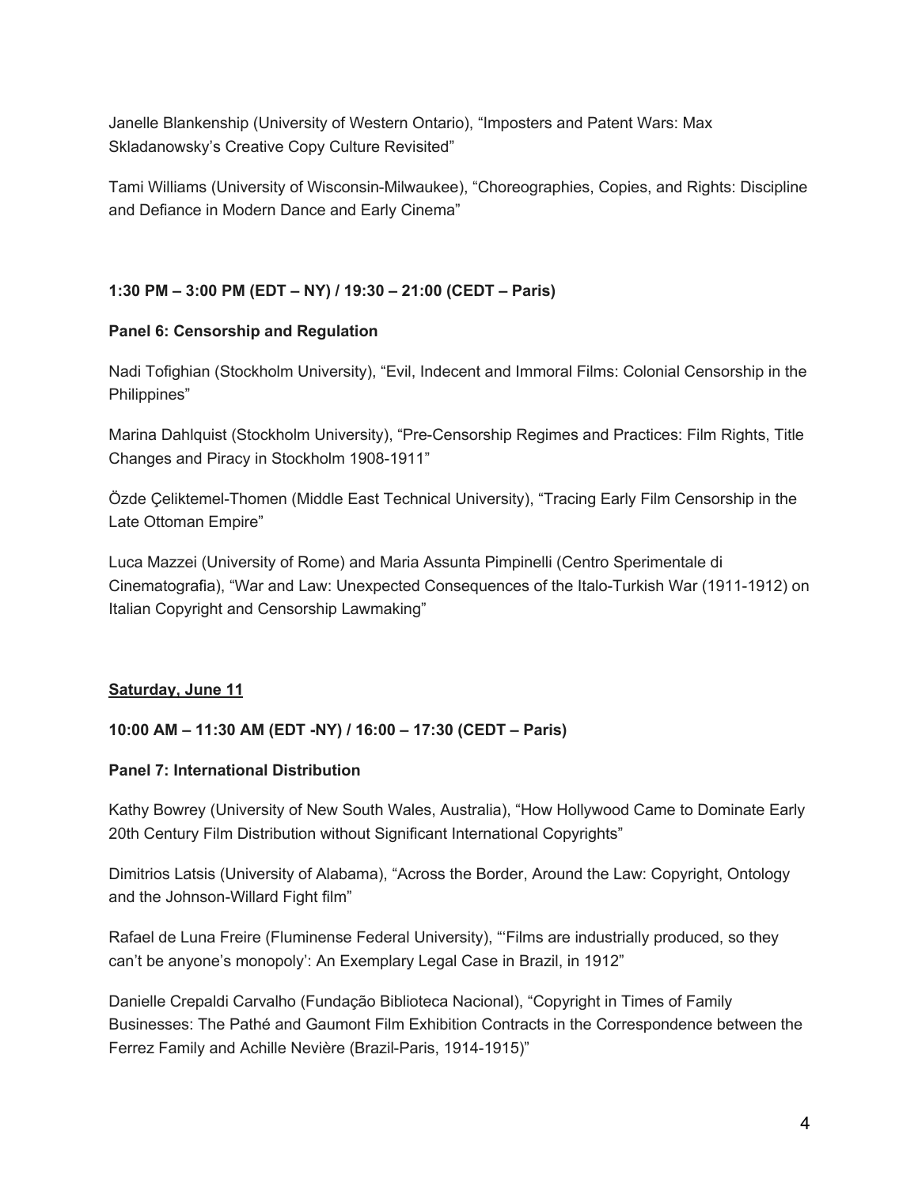Janelle Blankenship (University of Western Ontario), "Imposters and Patent Wars: Max Skladanowsky's Creative Copy Culture Revisited"

Tami Williams (University of Wisconsin-Milwaukee), "Choreographies, Copies, and Rights: Discipline and Defiance in Modern Dance and Early Cinema"

**1:30 PM – 3:00 PM (EDT – NY) / 19:30 – 21:00 (CEDT – Paris)**

**Panel 6: Censorship and Regulation**

Nadi Tofighian (Stockholm University), "Evil, Indecent and Immoral Films: Colonial Censorship in the Philippines"

Marina Dahlquist (Stockholm University), "Pre-Censorship Regimes and Practices: Film Rights, Title Changes and Piracy in Stockholm 1908-1911"

Özde Çeliktemel-Thomen (Middle East Technical University), "Tracing Early Film Censorship in the Late Ottoman Empire"

Luca Mazzei (University of Rome) and Maria Assunta Pimpinelli (Centro Sperimentale di Cinematografia), "War and Law: Unexpected Consequences of the Italo-Turkish War (1911-1912) on Italian Copyright and Censorship Lawmaking"

**Saturday, June 11**

**10:00 AM – 11:30 AM (EDT -NY) / 16:00 – 17:30 (CEDT – Paris)**

**Panel 7: International Distribution**

Kathy Bowrey (University of New South Wales, Australia), "How Hollywood Came to Dominate Early 20th Century Film Distribution without Significant International Copyrights"

Dimitrios Latsis (University of Alabama), "Across the Border, Around the Law: Copyright, Ontology and the Johnson-Willard Fight film"

Rafael de Luna Freire (Fluminense Federal University), "'Films are industrially produced, so they can't be anyone's monopoly': An Exemplary Legal Case in Brazil, in 1912"

Danielle Crepaldi Carvalho (Fundação Biblioteca Nacional), "Copyright in Times of Family Businesses: The Pathé and Gaumont Film Exhibition Contracts in the Correspondence between the Ferrez Family and Achille Nevière (Brazil-Paris, 1914-1915)"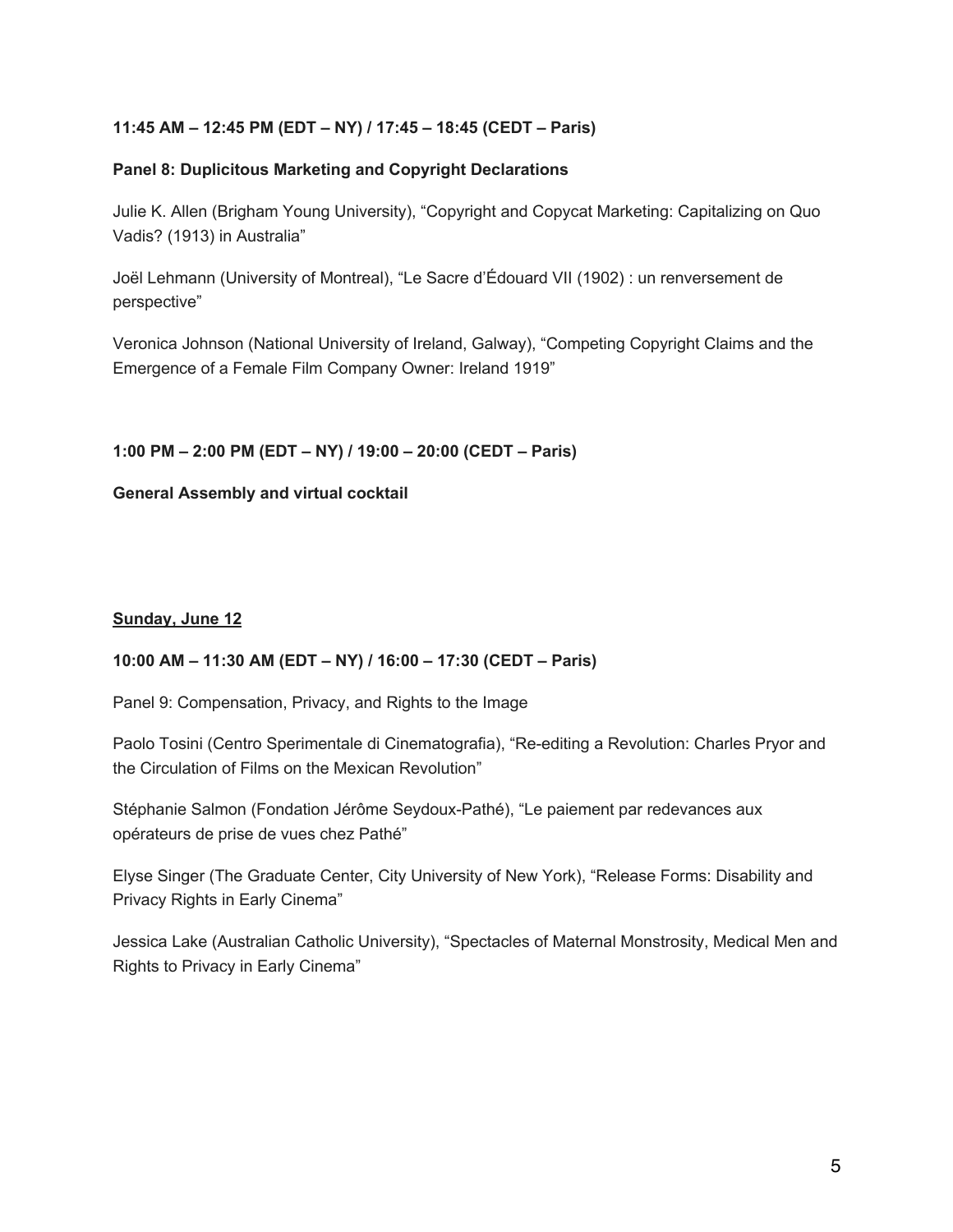**11:45 AM – 12:45 PM (EDT – NY) / 17:45 – 18:45 (CEDT – Paris)**

**Panel 8: Duplicitous Marketing and Copyright Declarations**

Julie K. Allen (Brigham Young University), "Copyright and Copycat Marketing: Capitalizing on Quo Vadis? (1913) in Australia"

Joël Lehmann (University of Montreal), "Le Sacre d'Édouard VII (1902) : un renversement de perspective"

Veronica Johnson (National University of Ireland, Galway), "Competing Copyright Claims and the Emergence of a Female Film Company Owner: Ireland 1919"

**1:00 PM – 2:00 PM (EDT – NY) / 19:00 – 20:00 (CEDT – Paris)**

**General Assembly and virtual cocktail**

**<u>Sunday, June 12</u>**

**10:00 AM – 11:30 AM (EDT – NY) / 16:00 – 17:30 (CEDT – Paris)**

Panel 9: Compensation, Privacy, and Rights to the Image

Paolo Tosini (Centro Sperimentale di Cinematografia), "Re-editing a Revolution: Charles Pryor and the Circulation of Films on the Mexican Revolution"

Stéphanie Salmon (Fondation Jérôme Seydoux-Pathé), "Le paiement par redevances aux opérateurs de prise de vues chez Pathé"

Elyse Singer (The Graduate Center, City University of New York), "Release Forms: Disability and Privacy Rights in Early Cinema"

Jessica Lake (Australian Catholic University), "Spectacles of Maternal Monstrosity, Medical Men and Rights to Privacy in Early Cinema"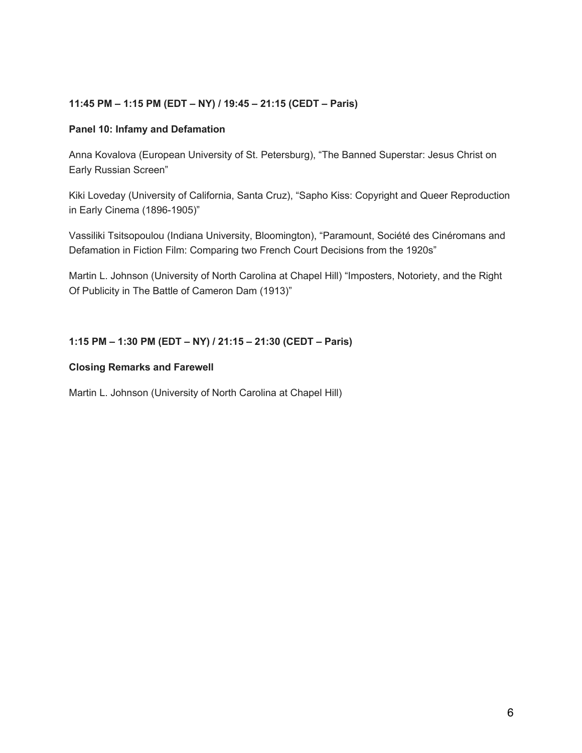**11:45 PM – 1:15 PM (EDT – NY) / 19:45 – 21:15 (CEDT – Paris)**

**Panel 10: Infamy and Defamation**

Anna Kovalova (European University of St. Petersburg), "The Banned Superstar: Jesus Christ on Early Russian Screen"

Kiki Loveday (University of California, Santa Cruz), "Sapho Kiss: Copyright and Queer Reproduction in Early Cinema (1896-1905)"

Vassiliki Tsitsopoulou (Indiana University, Bloomington), "Paramount, Société des Cinéromans and Defamation in Fiction Film: Comparing two French Court Decisions from the 1920s"

Martin L. Johnson (University of North Carolina at Chapel Hill) "Imposters, Notoriety, and the Right Of Publicity in The Battle of Cameron Dam (1913)"

**1:15 PM – 1:30 PM (EDT – NY) / 21:15 – 21:30 (CEDT – Paris)**

**Closing Remarks and Farewell**

Martin L. Johnson (University of North Carolina at Chapel Hill)